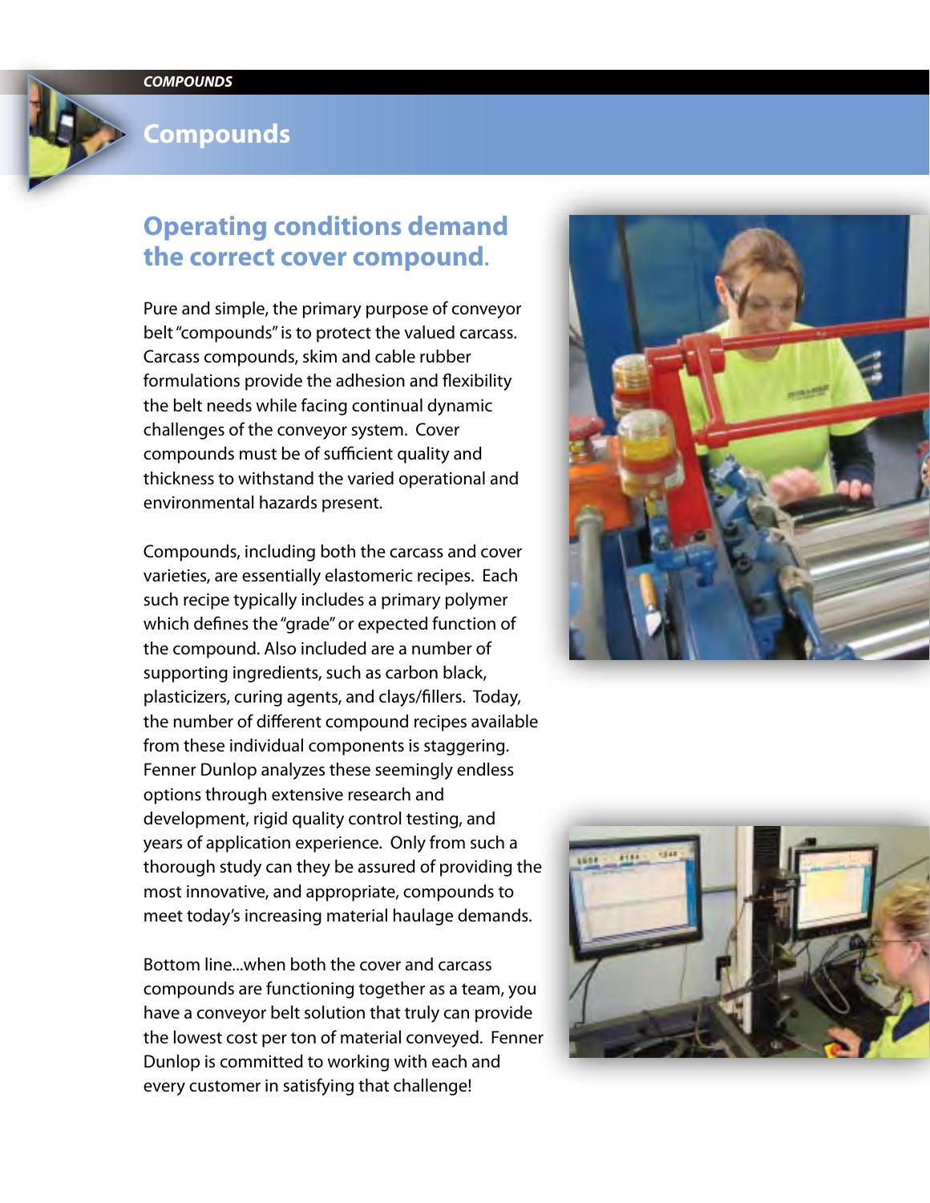# Compounds

## Operating conditions demand the correct cover compound.

Pure and simple, the primary purpose of conveyor belt "compounds" is to protect the valued carcass. Carcass compounds, skim and cable rubber formulations provide the adhesion and flexibility the belt needs while facing continual dynamic challenges of the conveyor system. Cover compounds must be of sufficient quality and thickness to withstand the varied operational and environmental hazards present.

Compounds, including both the carcass and cover varieties, are essentially elastomeric recipes. Each such recipe typically includes a primary polymer which defines the "grade" or expected function of the compound. Also included are a number of supporting ingredients, such as carbon black, plasticizers, curing agents, and clays/fillers. Today, the number of different compound recipes available from these individual components is staggering. Fenner Dunlop analyzes these seemingly endless options through extensive research and development, rigid quality control testing, and years of application experience. Only from such a thorough study can they be assured of providing the most innovative, and appropriate, compounds to meet today's increasing material haulage demands.

Bottom line...when both the cover and carcass compounds are functioning together as a team, you have a conveyor belt solution that truly can provide the lowest cost per ton of material conveyed. Fenner Dunlop is committed to working with each and every customer in satisfying that challenge!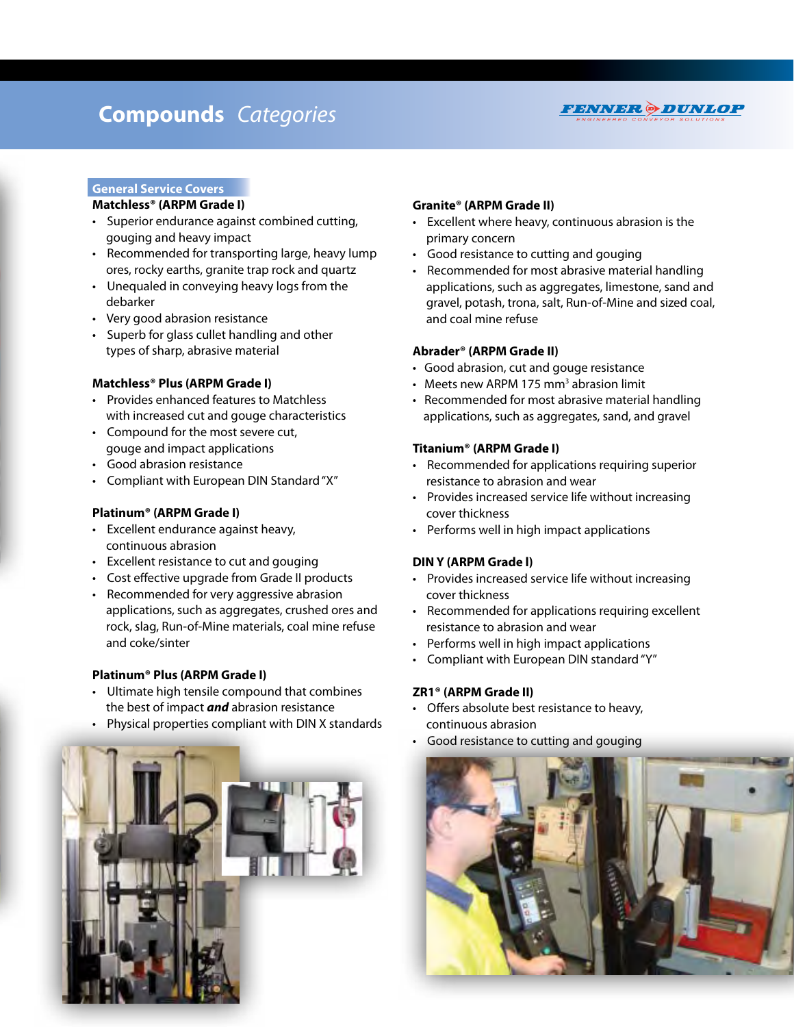# Compounds *Categories*

## General Service Covers

### Matchless® (ARPM Grade I)

- Superior endurance against combined cutting, gouging and heavy impact
- Recommended for transporting large, heavy lump ores, rocky earths, granite trap rock and quartz
- Unequaled in conveying heavy logs from the debarker
- Very good abrasion resistance
- Superb for glass cullet handling and other types of sharp, abrasive material

### Matchless® Plus (ARPM Grade I)

- Provides enhanced features to Matchless with increased cut and gouge characteristics
- Compound for the most severe cut, gouge and impact applications
- Good abrasion resistance
- Compliant with European DIN Standard "X"

### Platinum® (ARPM Grade I)

- Excellent endurance against heavy, continuous abrasion
- Excellent resistance to cut and gouging
- Cost effective upgrade from Grade II products
- Recommended for very aggressive abrasion applications, such as aggregates, crushed ores and rock, slag, Run-of-Mine materials, coal mine refuse and coke/sinter

### Platinum® Plus (ARPM Grade I)

- Ultimate high tensile compound that combines the best of impact ***and*** abrasion resistance
- Physical properties compliant with DIN X standards

### Granite® (ARPM Grade II)

- Excellent where heavy, continuous abrasion is the primary concern
- Good resistance to cutting and gouging
- Recommended for most abrasive material handling applications, such as aggregates, limestone, sand and gravel, potash, trona, salt, Run-of-Mine and sized coal, and coal mine refuse

### Abrader® (ARPM Grade II)

- Good abrasion, cut and gouge resistance
- Meets new ARPM 175 $mm^3$ abrasion limit
- Recommended for most abrasive material handling applications, such as aggregates, sand, and gravel

### Titanium® (ARPM Grade I)

- Recommended for applications requiring superior resistance to abrasion and wear
- Provides increased service life without increasing cover thickness
- Performs well in high impact applications

### DIN Y (ARPM Grade I)

- Provides increased service life without increasing cover thickness
- Recommended for applications requiring excellent resistance to abrasion and wear
- Performs well in high impact applications
- Compliant with European DIN standard "Y"

### ZR1® (ARPM Grade II)

- Offers absolute best resistance to heavy, continuous abrasion
- Good resistance to cutting and gouging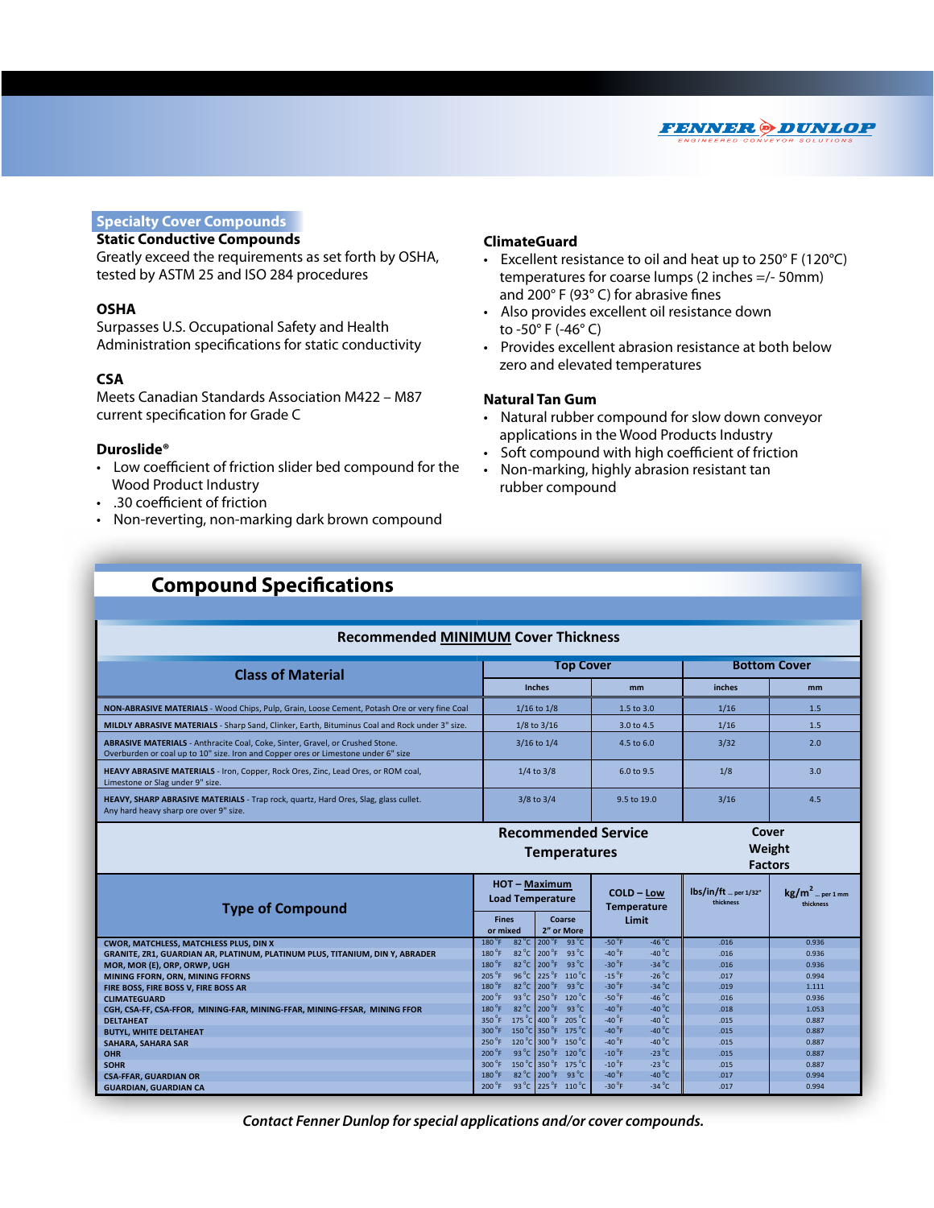## Specialty Cover Compounds

### Static Conductive Compounds

Greatly exceed the requirements as set forth by OSHA, tested by ASTM 25 and ISO 284 procedures

### OSHA

Surpasses U.S. Occupational Safety and Health Administration specifications for static conductivity

### CSA

Meets Canadian Standards Association M422 – M87 current specification for Grade C

### Duroslide®

- Low coefficient of friction slider bed compound for the Wood Product Industry
- .30 coefficient of friction
- Non-reverting, non-marking dark brown compound

### ClimateGuard

- Excellent resistance to oil and heat up to 250° F (120°C) temperatures for coarse lumps (2 inches =/- 50mm) and 200° F (93° C) for abrasive fines
- Also provides excellent oil resistance down to -50° F (-46° C)
- Provides excellent abrasion resistance at both below zero and elevated temperatures

### Natural Tan Gum

- Natural rubber compound for slow down conveyor applications in the Wood Products Industry
- Soft compound with high coefficient of friction
- Non-marking, highly abrasion resistant tan rubber compound

## Compound Specifications

**Recommended MINIMUM Cover Thickness**

| Class of Material | Top Cover | | Bottom Cover | |
|---|---|---|---|---|
| | Inches | mm | inches | mm |
| **NON-ABRASIVE MATERIALS** - Wood Chips, Pulp, Grain, Loose Cement, Potash Ore or very fine Coal | 1/16 to 1/8 | 1.5 to 3.0 | 1/16 | 1.5 |
| **MILDLY ABRASIVE MATERIALS** - Sharp Sand, Clinker, Earth, Bituminus Coal and Rock under 3" size. | 1/8 to 3/16 | 3.0 to 4.5 | 1/16 | 1.5 |
| **ABRASIVE MATERIALS** - Anthracite Coal, Coke, Sinter, Gravel, or Crushed Stone. Overburden or coal up to 10" size. Iron and Copper ores or Limestone under 6" size | 3/16 to 1/4 | 4.5 to 6.0 | 3/32 | 2.0 |
| **HEAVY ABRASIVE MATERIALS** - Iron, Copper, Rock Ores, Zinc, Lead Ores, or ROM coal, Limestone or Slag under 9" size. | 1/4 to 3/8 | 6.0 to 9.5 | 1/8 | 3.0 |
| **HEAVY, SHARP ABRASIVE MATERIALS** - Trap rock, quartz, Hard Ores, Slag, glass cullet. Any hard heavy sharp ore over 9" size. | 3/8 to 3/4 | 9.5 to 19.0 | 3/16 | 4.5 |

| Type of Compound | Recommended Service Temperatures: HOT – Maximum Load Temperature, Fines or mixed | | HOT – Maximum Load Temperature, Coarse 2" or More | | COLD – Low Temperature Limit | | Cover Weight Factors: lbs/in/ft ... per 1/32" thickness | kg/m² ... per 1 mm thickness |
|---|---|---|---|---|---|---|---|---|
| CWOR, MATCHLESS, MATCHLESS PLUS, DIN X | 180 °F | 82 °C | 200 °F | 93 °C | -50 °F | -46 °C | .016 | 0.936 |
| GRANITE, ZR1, GUARDIAN AR, PLATINUM, PLATINUM PLUS, TITANIUM, DIN Y, ABRADER | 180 °F | 82 °C | 200 °F | 93 °C | -40 °F | -40 °C | .016 | 0.936 |
| MOR, MOR (E), ORP, ORWP, UGH | 180 °F | 82 °C | 200 °F | 93 °C | -30 °F | -34 °C | .016 | 0.936 |
| MINING FFORN, ORN, MINING FFORNS | 205 °F | 96 °C | 225 °F | 110 °C | -15 °F | -26 °C | .017 | 0.994 |
| FIRE BOSS, FIRE BOSS V, FIRE BOSS AR | 180 °F | 82 °C | 200 °F | 93 °C | -30 °F | -34 °C | .019 | 1.111 |
| CLIMATEGUARD | 200 °F | 93 °C | 250 °F | 120 °C | -50 °F | -46 °C | .016 | 0.936 |
| CGH, CSA-FF, CSA-FFOR, MINING-FAR, MINING-FFAR, MINING-FFSAR, MINING FFOR | 180 °F | 82 °C | 200 °F | 93 °C | -40 °F | -40 °C | .018 | 1.053 |
| DELTAHEAT | 350 °F | 175 °C | 400 °F | 205 °C | -40 °F | -40 °C | .015 | 0.887 |
| BUTYL, WHITE DELTAHEAT | 300 °F | 150 °C | 350 °F | 175 °C | -40 °F | -40 °C | .015 | 0.887 |
| SAHARA, SAHARA SAR | 250 °F | 120 °C | 300 °F | 150 °C | -40 °F | -40 °C | .015 | 0.887 |
| OHR | 200 °F | 93 °C | 250 °F | 120 °C | -10 °F | -23 °C | .015 | 0.887 |
| SOHR | 300 °F | 150 °C | 350 °F | 175 °C | -10 °F | -23 °C | .015 | 0.887 |
| CSA-FFAR, GUARDIAN OR | 180 °F | 82 °C | 200 °F | 93 °C | -40 °F | -40 °C | .017 | 0.994 |
| GUARDIAN, GUARDIAN CA | 200 °F | 93 °C | 225 °F | 110 °C | -30 °F | -34 °C | .017 | 0.994 |

*Contact Fenner Dunlop for special applications and/or cover compounds.*